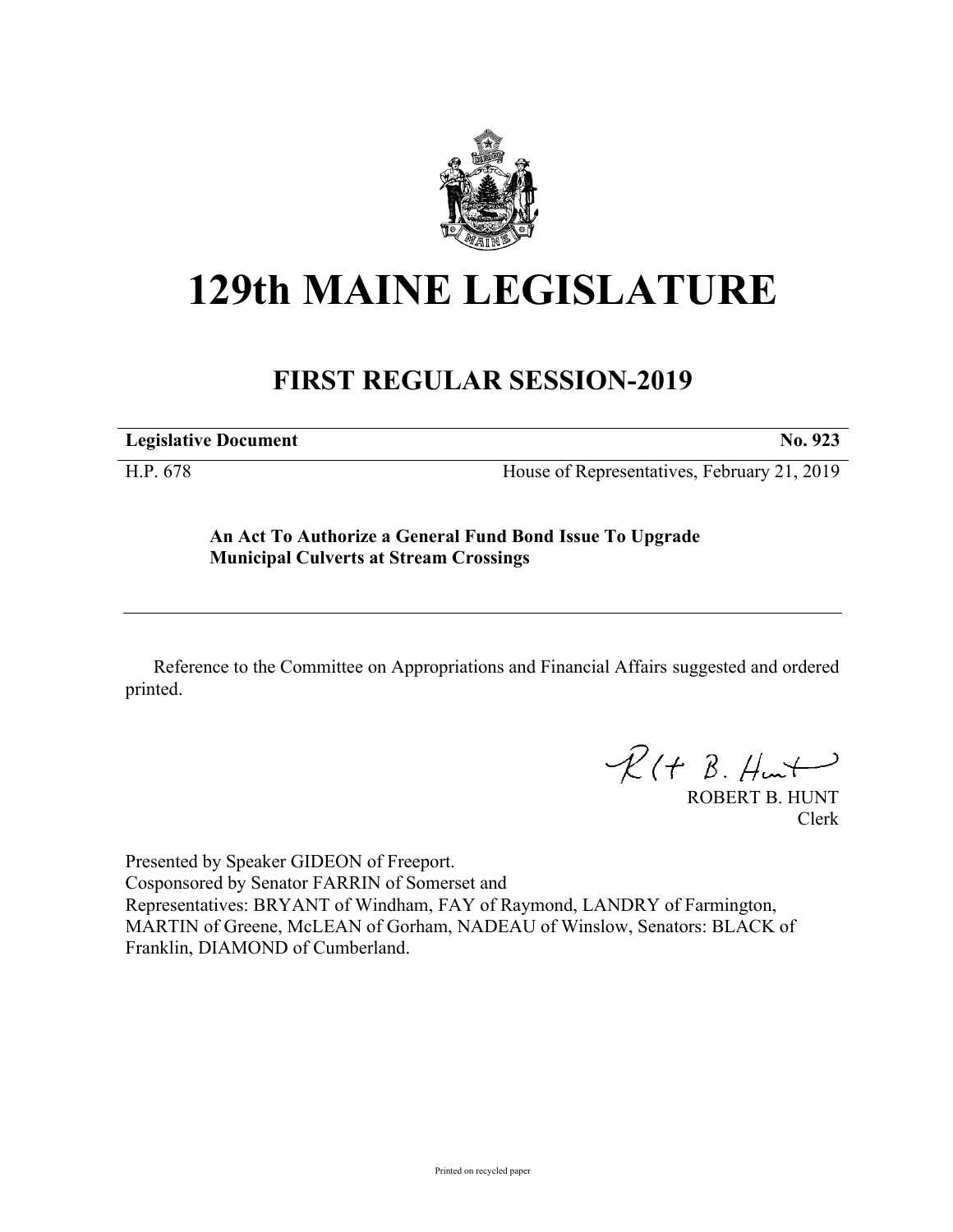# 129th MAINE LEGISLATURE

## FIRST REGULAR SESSION-2019

**Legislative Document** **No. 923**

H.P. 678 House of Representatives, February 21, 2019

**An Act To Authorize a General Fund Bond Issue To Upgrade Municipal Culverts at Stream Crossings**

Reference to the Committee on Appropriations and Financial Affairs suggested and ordered printed.

ROBERT B. HUNT
Clerk

Presented by Speaker GIDEON of Freeport.
Cosponsored by Senator FARRIN of Somerset and
Representatives: BRYANT of Windham, FAY of Raymond, LANDRY of Farmington, MARTIN of Greene, McLEAN of Gorham, NADEAU of Winslow, Senators: BLACK of Franklin, DIAMOND of Cumberland.

Printed on recycled paper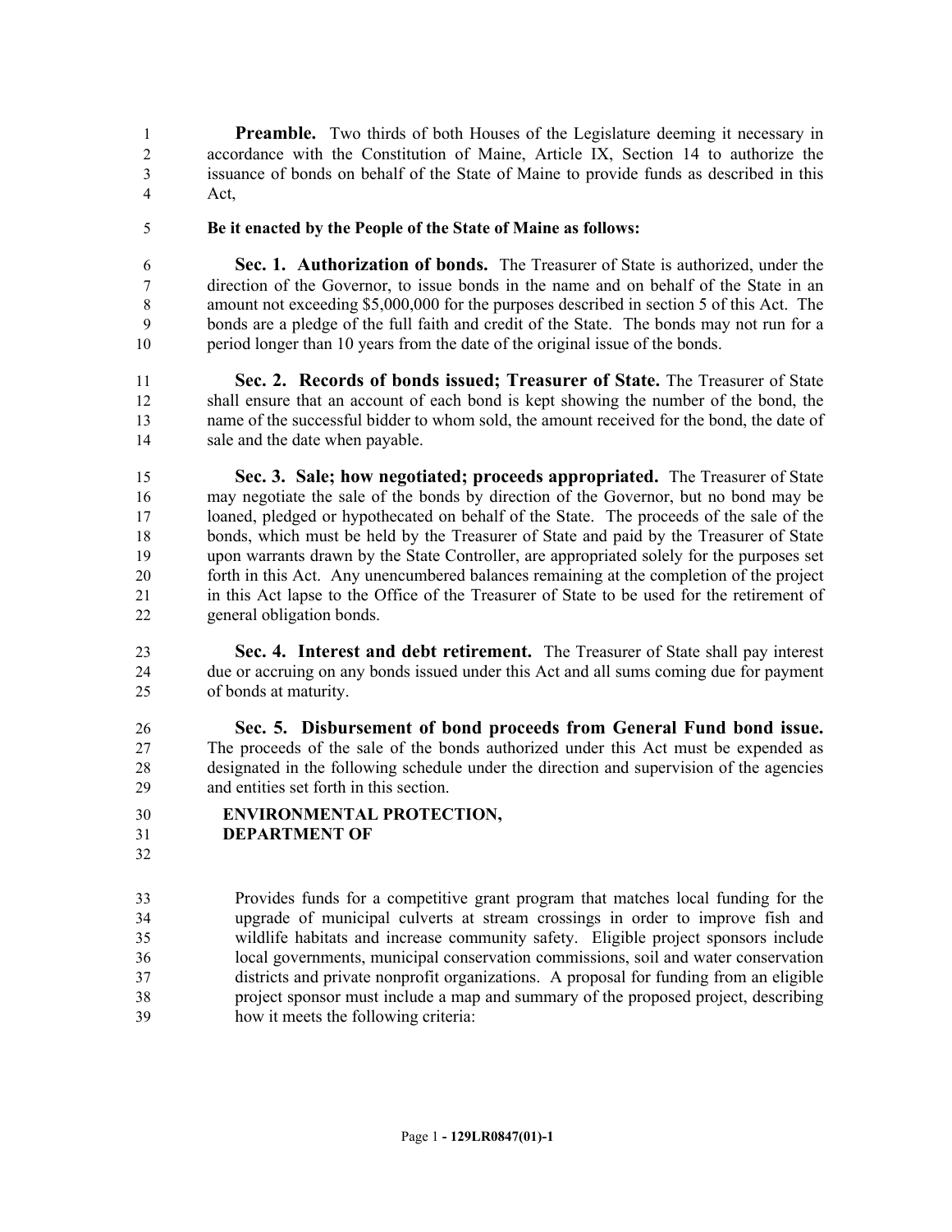**Preamble.** Two thirds of both Houses of the Legislature deeming it necessary in accordance with the Constitution of Maine, Article IX, Section 14 to authorize the issuance of bonds on behalf of the State of Maine to provide funds as described in this Act,

**Be it enacted by the People of the State of Maine as follows:**

**Sec. 1. Authorization of bonds.** The Treasurer of State is authorized, under the direction of the Governor, to issue bonds in the name and on behalf of the State in an amount not exceeding $5,000,000 for the purposes described in section 5 of this Act. The bonds are a pledge of the full faith and credit of the State. The bonds may not run for a period longer than 10 years from the date of the original issue of the bonds.

**Sec. 2. Records of bonds issued; Treasurer of State.** The Treasurer of State shall ensure that an account of each bond is kept showing the number of the bond, the name of the successful bidder to whom sold, the amount received for the bond, the date of sale and the date when payable.

**Sec. 3. Sale; how negotiated; proceeds appropriated.** The Treasurer of State may negotiate the sale of the bonds by direction of the Governor, but no bond may be loaned, pledged or hypothecated on behalf of the State. The proceeds of the sale of the bonds, which must be held by the Treasurer of State and paid by the Treasurer of State upon warrants drawn by the State Controller, are appropriated solely for the purposes set forth in this Act. Any unencumbered balances remaining at the completion of the project in this Act lapse to the Office of the Treasurer of State to be used for the retirement of general obligation bonds.

**Sec. 4. Interest and debt retirement.** The Treasurer of State shall pay interest due or accruing on any bonds issued under this Act and all sums coming due for payment of bonds at maturity.

**Sec. 5. Disbursement of bond proceeds from General Fund bond issue.** The proceeds of the sale of the bonds authorized under this Act must be expended as designated in the following schedule under the direction and supervision of the agencies and entities set forth in this section.

**ENVIRONMENTAL PROTECTION, DEPARTMENT OF**

Provides funds for a competitive grant program that matches local funding for the upgrade of municipal culverts at stream crossings in order to improve fish and wildlife habitats and increase community safety. Eligible project sponsors include local governments, municipal conservation commissions, soil and water conservation districts and private nonprofit organizations. A proposal for funding from an eligible project sponsor must include a map and summary of the proposed project, describing how it meets the following criteria: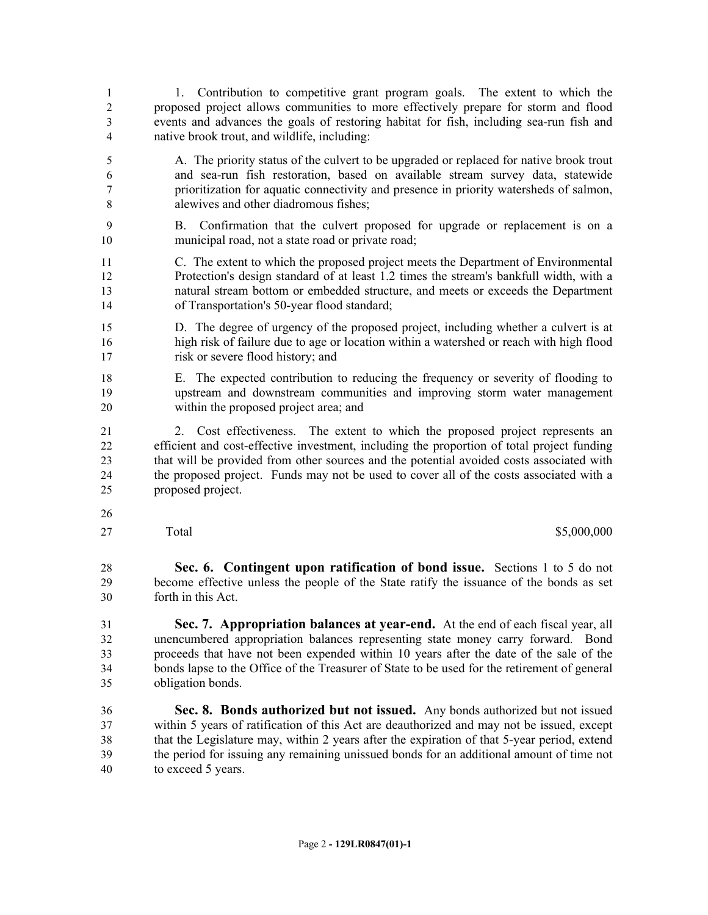1. Contribution to competitive grant program goals. The extent to which the proposed project allows communities to more effectively prepare for storm and flood events and advances the goals of restoring habitat for fish, including sea-run fish and native brook trout, and wildlife, including:

A. The priority status of the culvert to be upgraded or replaced for native brook trout and sea-run fish restoration, based on available stream survey data, statewide prioritization for aquatic connectivity and presence in priority watersheds of salmon, alewives and other diadromous fishes;

B. Confirmation that the culvert proposed for upgrade or replacement is on a municipal road, not a state road or private road;

C. The extent to which the proposed project meets the Department of Environmental Protection's design standard of at least 1.2 times the stream's bankfull width, with a natural stream bottom or embedded structure, and meets or exceeds the Department of Transportation's 50-year flood standard;

D. The degree of urgency of the proposed project, including whether a culvert is at high risk of failure due to age or location within a watershed or reach with high flood risk or severe flood history; and

E. The expected contribution to reducing the frequency or severity of flooding to upstream and downstream communities and improving storm water management within the proposed project area; and

2. Cost effectiveness. The extent to which the proposed project represents an efficient and cost-effective investment, including the proportion of total project funding that will be provided from other sources and the potential avoided costs associated with the proposed project. Funds may not be used to cover all of the costs associated with a proposed project.

| Total | $5,000,000 |
|---|---|

**Sec. 6. Contingent upon ratification of bond issue.** Sections 1 to 5 do not become effective unless the people of the State ratify the issuance of the bonds as set forth in this Act.

**Sec. 7. Appropriation balances at year-end.** At the end of each fiscal year, all unencumbered appropriation balances representing state money carry forward. Bond proceeds that have not been expended within 10 years after the date of the sale of the bonds lapse to the Office of the Treasurer of State to be used for the retirement of general obligation bonds.

**Sec. 8. Bonds authorized but not issued.** Any bonds authorized but not issued within 5 years of ratification of this Act are deauthorized and may not be issued, except that the Legislature may, within 2 years after the expiration of that 5-year period, extend the period for issuing any remaining unissued bonds for an additional amount of time not to exceed 5 years.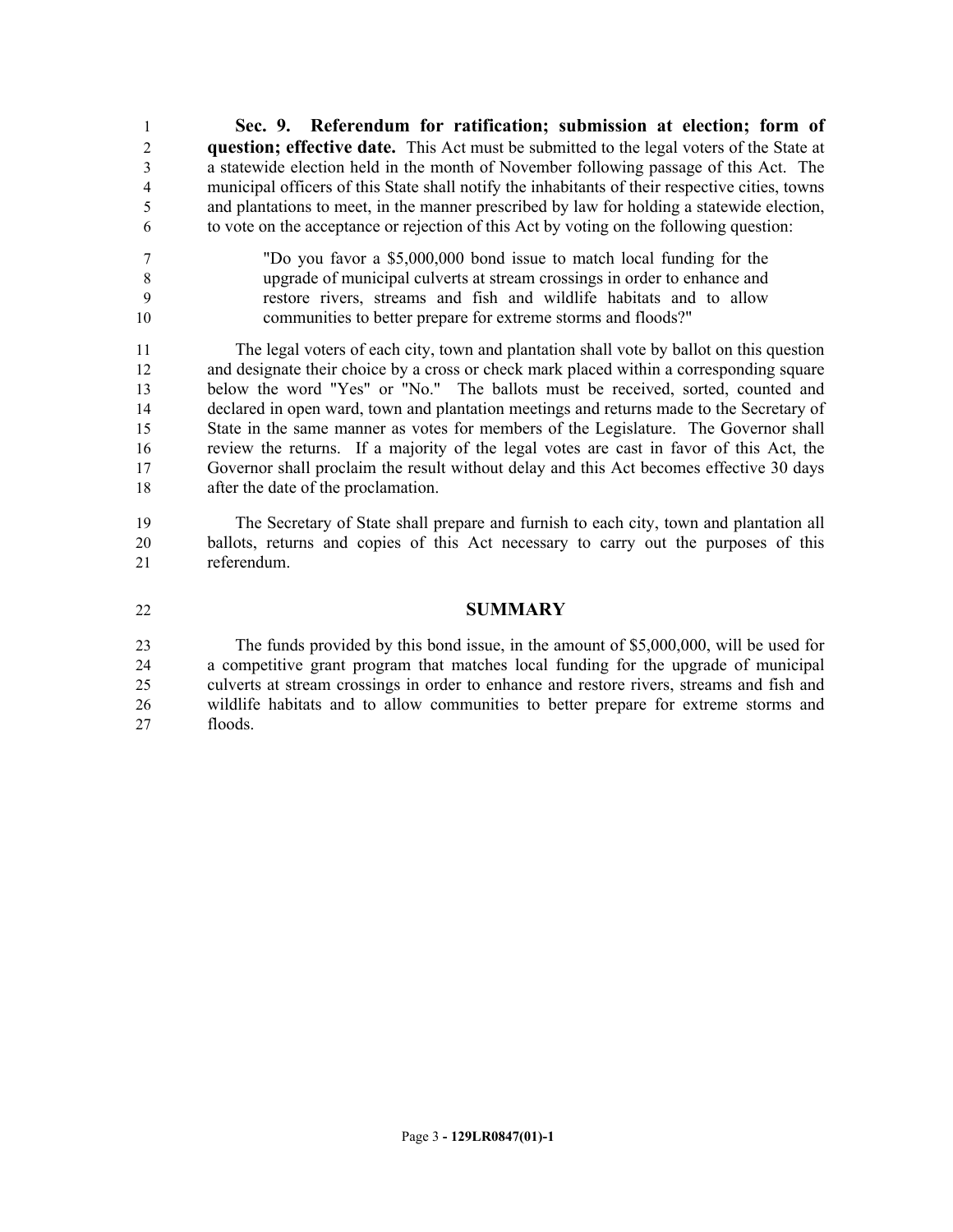**Sec. 9. Referendum for ratification; submission at election; form of question; effective date.** This Act must be submitted to the legal voters of the State at a statewide election held in the month of November following passage of this Act. The municipal officers of this State shall notify the inhabitants of their respective cities, towns and plantations to meet, in the manner prescribed by law for holding a statewide election, to vote on the acceptance or rejection of this Act by voting on the following question:

> "Do you favor a $5,000,000 bond issue to match local funding for the upgrade of municipal culverts at stream crossings in order to enhance and restore rivers, streams and fish and wildlife habitats and to allow communities to better prepare for extreme storms and floods?"

The legal voters of each city, town and plantation shall vote by ballot on this question and designate their choice by a cross or check mark placed within a corresponding square below the word "Yes" or "No." The ballots must be received, sorted, counted and declared in open ward, town and plantation meetings and returns made to the Secretary of State in the same manner as votes for members of the Legislature. The Governor shall review the returns. If a majority of the legal votes are cast in favor of this Act, the Governor shall proclaim the result without delay and this Act becomes effective 30 days after the date of the proclamation.

The Secretary of State shall prepare and furnish to each city, town and plantation all ballots, returns and copies of this Act necessary to carry out the purposes of this referendum.

## SUMMARY

The funds provided by this bond issue, in the amount of $5,000,000, will be used for a competitive grant program that matches local funding for the upgrade of municipal culverts at stream crossings in order to enhance and restore rivers, streams and fish and wildlife habitats and to allow communities to better prepare for extreme storms and floods.